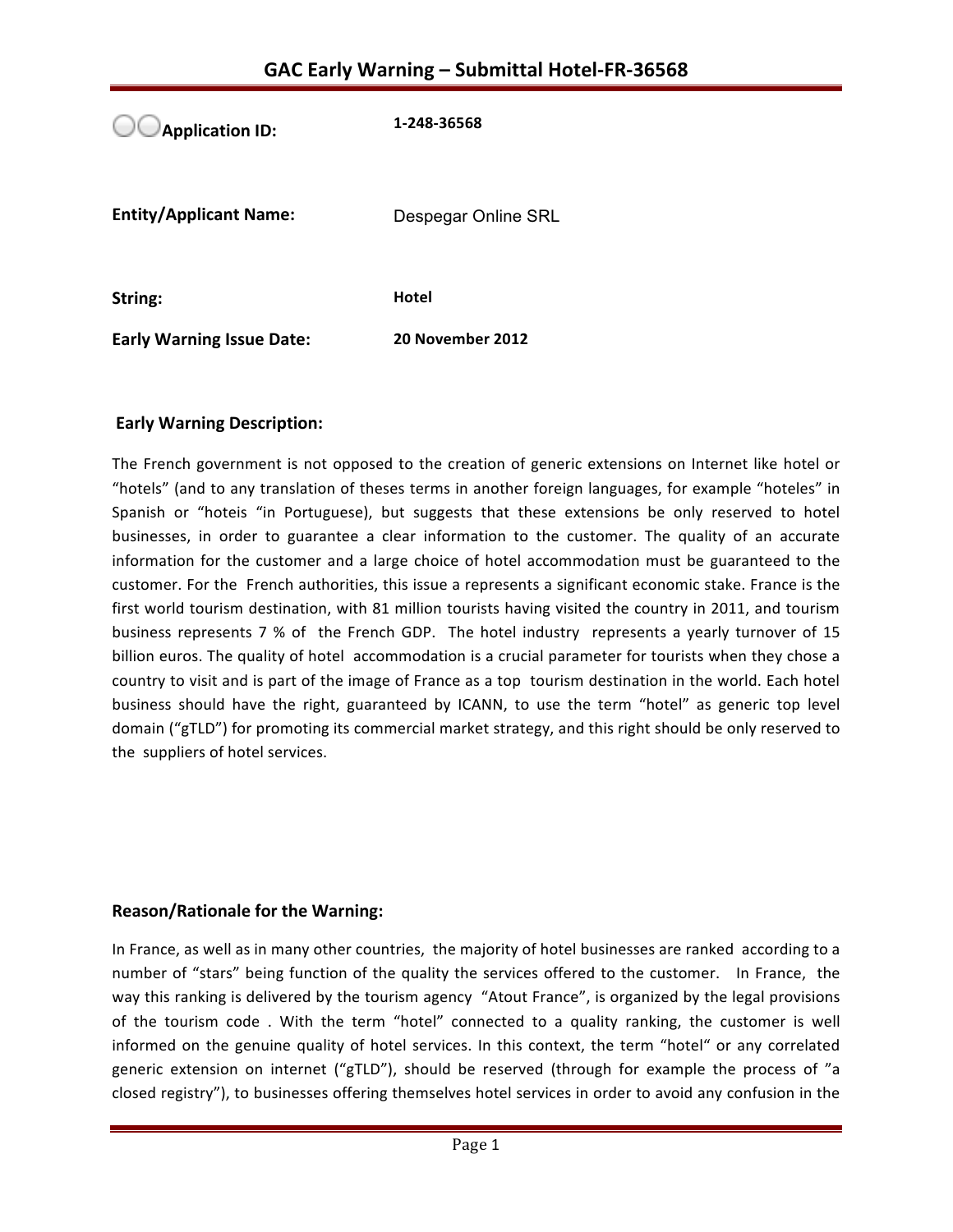# GAC Early Warning – Submittal Hotel-FR-36568

| | |
|---|---|
| **Application ID:** | **1-248-36568** |
| **Entity/Applicant Name:** | Despegar Online SRL |
| **String:** | **Hotel** |
| **Early Warning Issue Date:** | **20 November 2012** |

## Early Warning Description:

The French government is not opposed to the creation of generic extensions on Internet like hotel or "hotels" (and to any translation of theses terms in another foreign languages, for example "hoteles" in Spanish or "hoteis "in Portuguese), but suggests that these extensions be only reserved to hotel businesses, in order to guarantee a clear information to the customer. The quality of an accurate information for the customer and a large choice of hotel accommodation must be guaranteed to the customer. For the French authorities, this issue a represents a significant economic stake. France is the first world tourism destination, with 81 million tourists having visited the country in 2011, and tourism business represents 7 % of the French GDP. The hotel industry represents a yearly turnover of 15 billion euros. The quality of hotel accommodation is a crucial parameter for tourists when they chose a country to visit and is part of the image of France as a top tourism destination in the world. Each hotel business should have the right, guaranteed by ICANN, to use the term "hotel" as generic top level domain ("gTLD") for promoting its commercial market strategy, and this right should be only reserved to the suppliers of hotel services.

## Reason/Rationale for the Warning:

In France, as well as in many other countries, the majority of hotel businesses are ranked according to a number of "stars" being function of the quality the services offered to the customer. In France, the way this ranking is delivered by the tourism agency "Atout France", is organized by the legal provisions of the tourism code . With the term "hotel" connected to a quality ranking, the customer is well informed on the genuine quality of hotel services. In this context, the term "hotel" or any correlated generic extension on internet ("gTLD"), should be reserved (through for example the process of "a closed registry"), to businesses offering themselves hotel services in order to avoid any confusion in the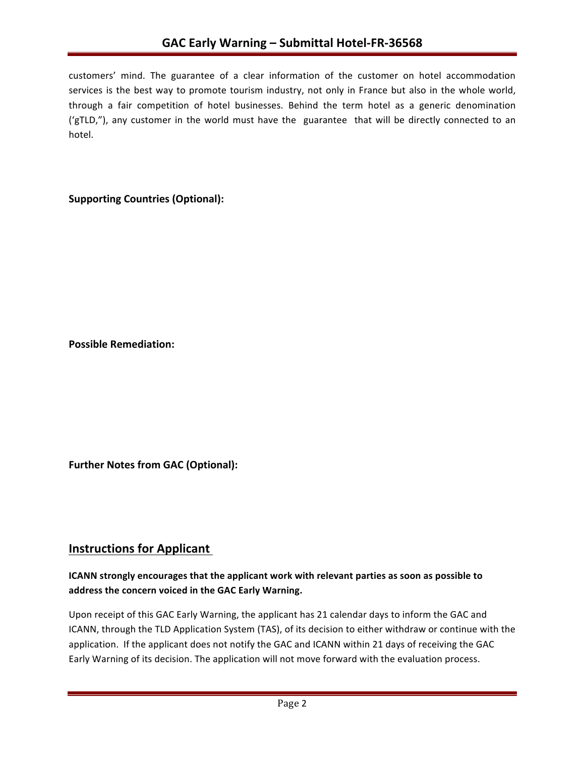customers' mind. The guarantee of a clear information of the customer on hotel accommodation services is the best way to promote tourism industry, not only in France but also in the whole world, through a fair competition of hotel businesses. Behind the term hotel as a generic denomination ('gTLD,"), any customer in the world must have the guarantee that will be directly connected to an hotel.

**Supporting Countries (Optional):**

**Possible Remediation:**

**Further Notes from GAC (Optional):**

## Instructions for Applicant

**ICANN strongly encourages that the applicant work with relevant parties as soon as possible to address the concern voiced in the GAC Early Warning.**

Upon receipt of this GAC Early Warning, the applicant has 21 calendar days to inform the GAC and ICANN, through the TLD Application System (TAS), of its decision to either withdraw or continue with the application. If the applicant does not notify the GAC and ICANN within 21 days of receiving the GAC Early Warning of its decision. The application will not move forward with the evaluation process.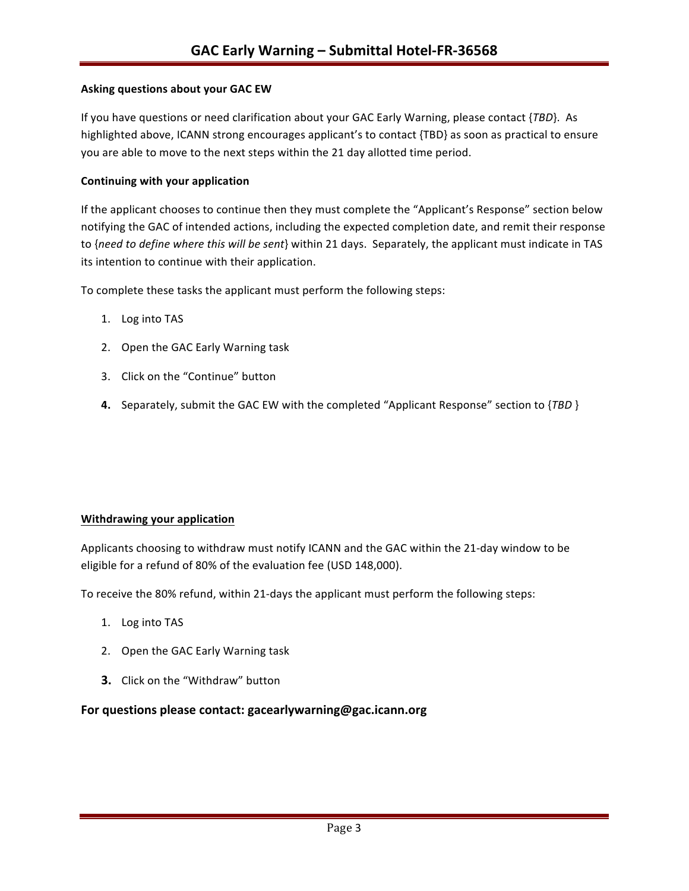**Asking questions about your GAC EW**

If you have questions or need clarification about your GAC Early Warning, please contact {*TBD*}. As highlighted above, ICANN strong encourages applicant's to contact {TBD} as soon as practical to ensure you are able to move to the next steps within the 21 day allotted time period.

**Continuing with your application**

If the applicant chooses to continue then they must complete the "Applicant's Response" section below notifying the GAC of intended actions, including the expected completion date, and remit their response to {*need to define where this will be sent*} within 21 days. Separately, the applicant must indicate in TAS its intention to continue with their application.

To complete these tasks the applicant must perform the following steps:

1. Log into TAS
2. Open the GAC Early Warning task
3. Click on the "Continue" button
4. Separately, submit the GAC EW with the completed "Applicant Response" section to {*TBD* }

**Withdrawing your application**

Applicants choosing to withdraw must notify ICANN and the GAC within the 21-day window to be eligible for a refund of 80% of the evaluation fee (USD 148,000).

To receive the 80% refund, within 21-days the applicant must perform the following steps:

1. Log into TAS
2. Open the GAC Early Warning task
3. Click on the "Withdraw" button

## For questions please contact: gacearlywarning@gac.icann.org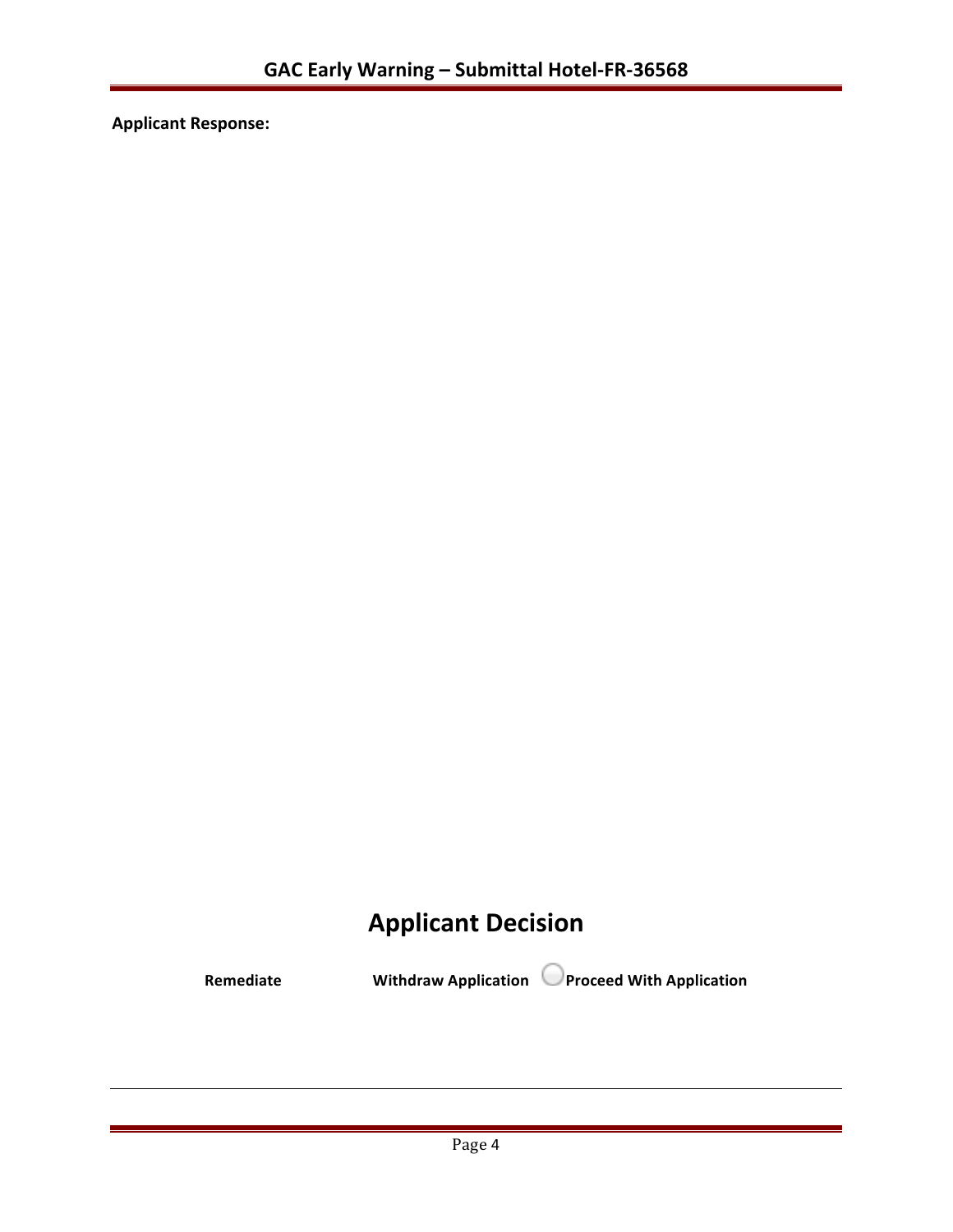**Applicant Response:**

# Applicant Decision

**Remediate** **Withdraw Application** **Proceed With Application**